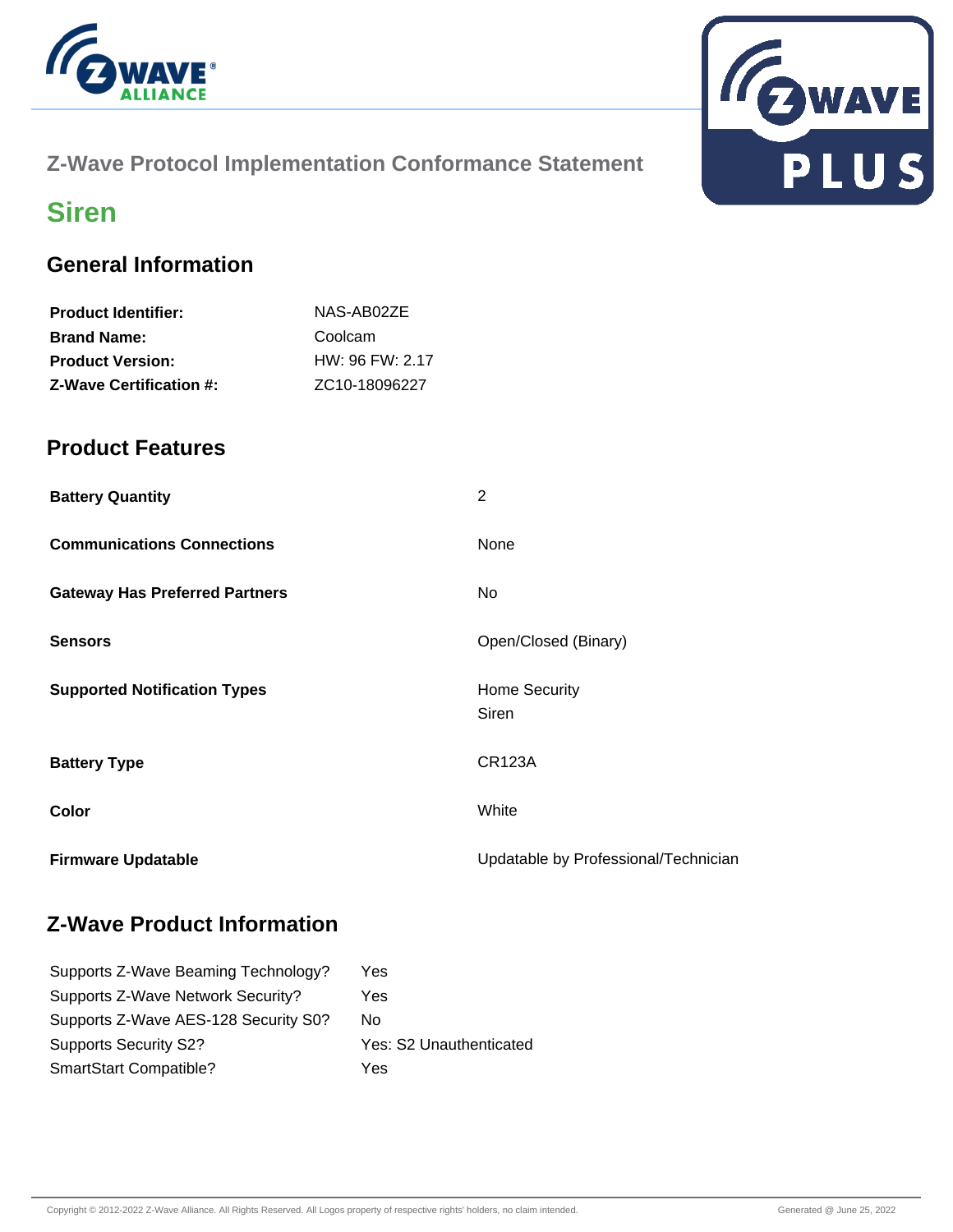## Z-Wave Protocol Implementation Conformance Statement

# Siren

## General Information

| | |
|---|---|
| **Product Identifier:** | NAS-AB02ZE |
| **Brand Name:** | Coolcam |
| **Product Version:** | HW: 96 FW: 2.17 |
| **Z-Wave Certification #:** | ZC10-18096227 |

## Product Features

| | |
|---|---|
| **Battery Quantity** | 2 |
| **Communications Connections** | None |
| **Gateway Has Preferred Partners** | No |
| **Sensors** | Open/Closed (Binary) |
| **Supported Notification Types** | Home Security<br>Siren |
| **Battery Type** | CR123A |
| **Color** | White |
| **Firmware Updatable** | Updatable by Professional/Technician |

## Z-Wave Product Information

| | |
|---|---|
| Supports Z-Wave Beaming Technology? | Yes |
| Supports Z-Wave Network Security? | Yes |
| Supports Z-Wave AES-128 Security S0? | No |
| Supports Security S2? | Yes: S2 Unauthenticated |
| SmartStart Compatible? | Yes |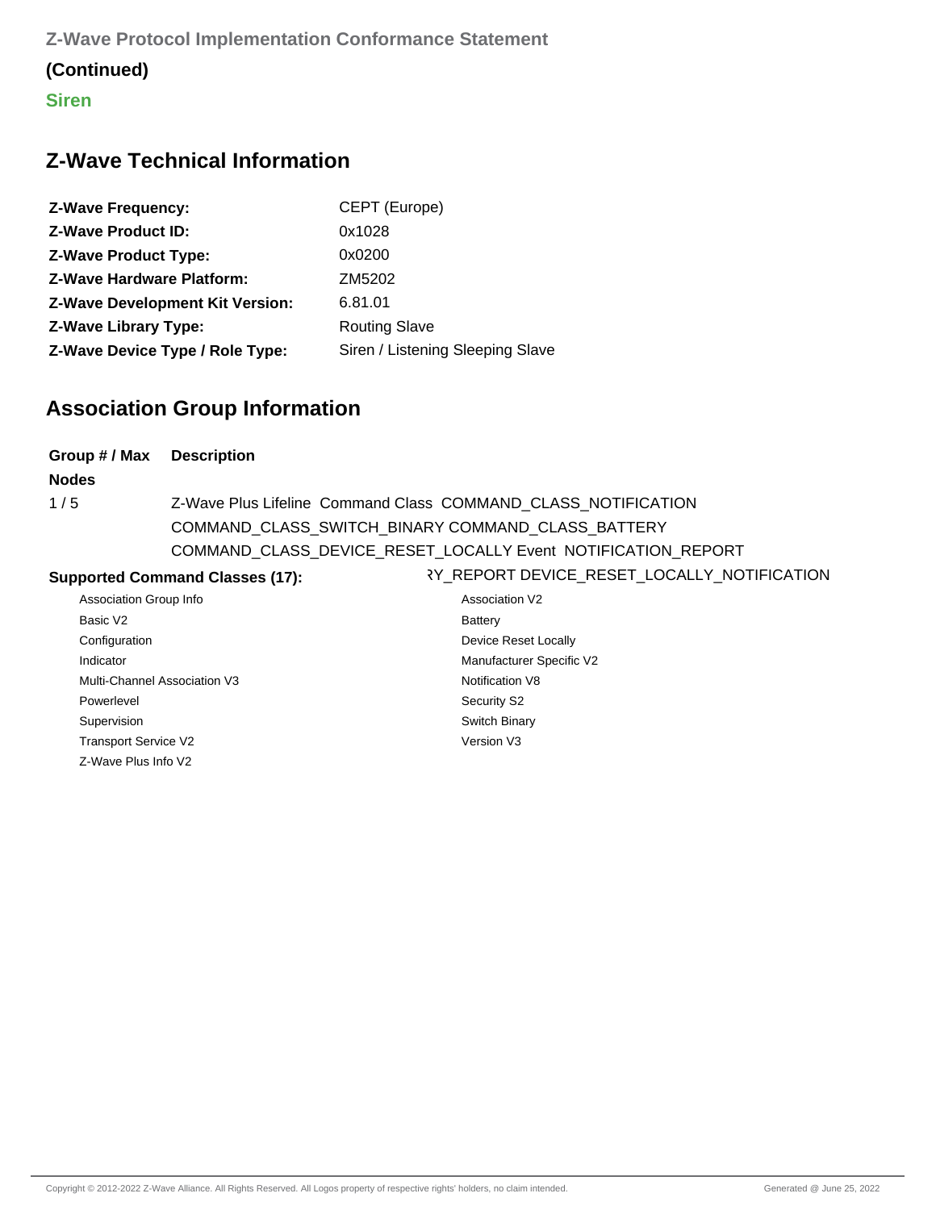Z-Wave Protocol Implementation Conformance Statement

**(Continued)**

**Siren**

## Z-Wave Technical Information

| | |
|---|---|
| **Z-Wave Frequency:** | CEPT (Europe) |
| **Z-Wave Product ID:** | 0x1028 |
| **Z-Wave Product Type:** | 0x0200 |
| **Z-Wave Hardware Platform:** | ZM5202 |
| **Z-Wave Development Kit Version:** | 6.81.01 |
| **Z-Wave Library Type:** | Routing Slave |
| **Z-Wave Device Type / Role Type:** | Siren / Listening Sleeping Slave |

## Association Group Information

| Group # / Max Nodes | Description |
|---|---|
| 1 / 5 | Z-Wave Plus Lifeline Command Class COMMAND_CLASS_NOTIFICATION COMMAND_CLASS_SWITCH_BINARY COMMAND_CLASS_BATTERY COMMAND_CLASS_DEVICE_RESET_LOCALLY Event NOTIFICATION_REPORT ?Y_REPORT DEVICE_RESET_LOCALLY_NOTIFICATION |

**Supported Command Classes (17):**

- Association Group Info
- Association V2
- Basic V2
- Battery
- Configuration
- Device Reset Locally
- Indicator
- Manufacturer Specific V2
- Multi-Channel Association V3
- Notification V8
- Powerlevel
- Security S2
- Supervision
- Switch Binary
- Transport Service V2
- Version V3
- Z-Wave Plus Info V2